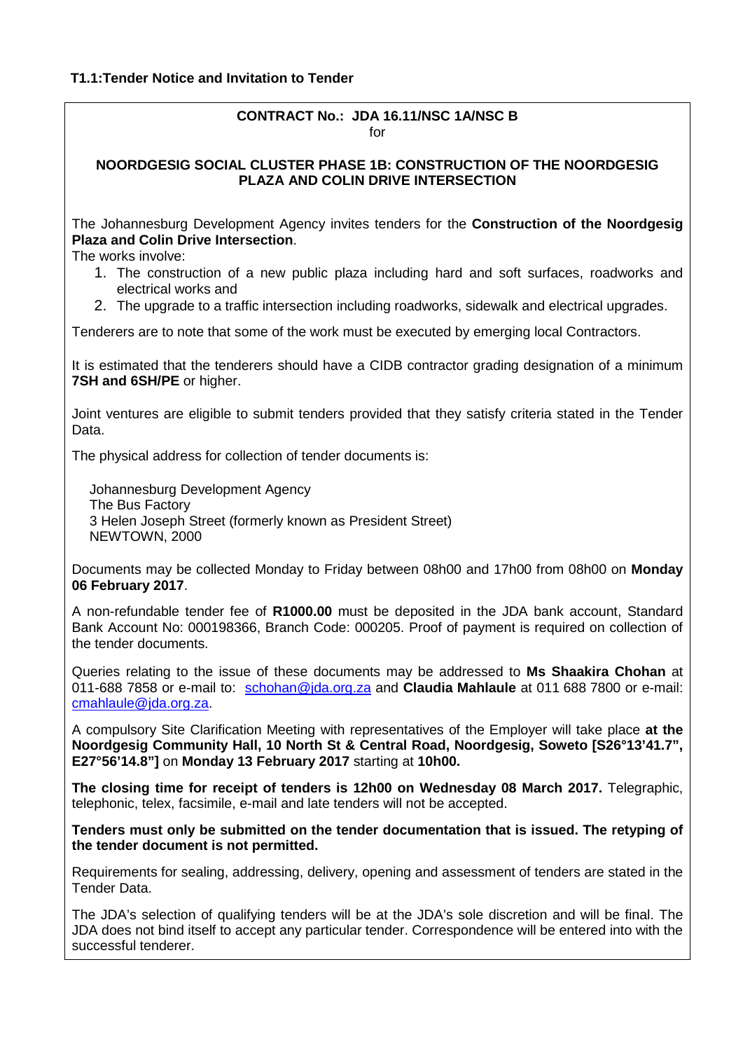**T1.1:Tender Notice and Invitation to Tender**

**CONTRACT No.: JDA 16.11/NSC 1A/NSC B**

for

**NOORDGESIG SOCIAL CLUSTER PHASE 1B: CONSTRUCTION OF THE NOORDGESIG PLAZA AND COLIN DRIVE INTERSECTION**

The Johannesburg Development Agency invites tenders for the **Construction of the Noordgesig Plaza and Colin Drive Intersection**.

The works involve:

1. The construction of a new public plaza including hard and soft surfaces, roadworks and electrical works and
2. The upgrade to a traffic intersection including roadworks, sidewalk and electrical upgrades.

Tenderers are to note that some of the work must be executed by emerging local Contractors.

It is estimated that the tenderers should have a CIDB contractor grading designation of a minimum **7SH and 6SH/PE** or higher.

Joint ventures are eligible to submit tenders provided that they satisfy criteria stated in the Tender Data.

The physical address for collection of tender documents is:

Johannesburg Development Agency
The Bus Factory
3 Helen Joseph Street (formerly known as President Street)
NEWTOWN, 2000

Documents may be collected Monday to Friday between 08h00 and 17h00 from 08h00 on **Monday 06 February 2017**.

A non-refundable tender fee of **R1000.00** must be deposited in the JDA bank account, Standard Bank Account No: 000198366, Branch Code: 000205. Proof of payment is required on collection of the tender documents.

Queries relating to the issue of these documents may be addressed to **Ms Shaakira Chohan** at 011-688 7858 or e-mail to: schohan@jda.org.za and **Claudia Mahlaule** at 011 688 7800 or e-mail: cmahlaule@jda.org.za.

A compulsory Site Clarification Meeting with representatives of the Employer will take place **at the Noordgesig Community Hall, 10 North St & Central Road, Noordgesig, Soweto [S26°13'41.7", E27°56'14.8"]** on **Monday 13 February 2017** starting at **10h00.**

**The closing time for receipt of tenders is 12h00 on Wednesday 08 March 2017.** Telegraphic, telephonic, telex, facsimile, e-mail and late tenders will not be accepted.

**Tenders must only be submitted on the tender documentation that is issued. The retyping of the tender document is not permitted.**

Requirements for sealing, addressing, delivery, opening and assessment of tenders are stated in the Tender Data.

The JDA's selection of qualifying tenders will be at the JDA's sole discretion and will be final. The JDA does not bind itself to accept any particular tender. Correspondence will be entered into with the successful tenderer.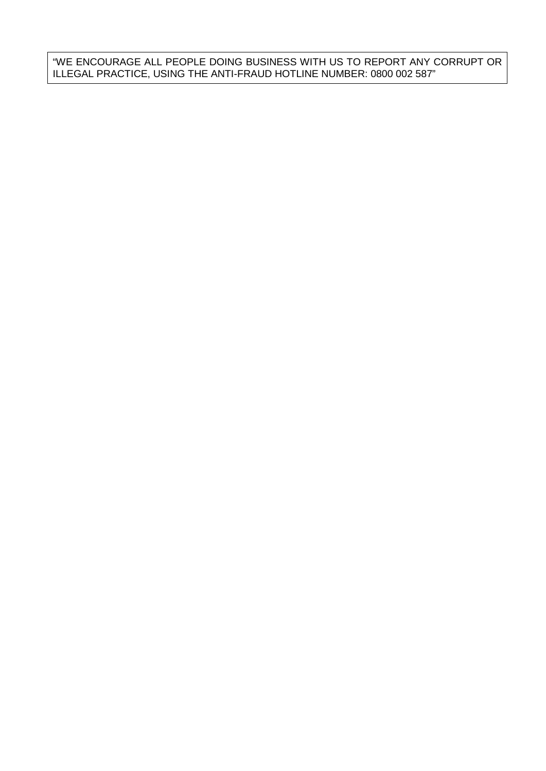"WE ENCOURAGE ALL PEOPLE DOING BUSINESS WITH US TO REPORT ANY CORRUPT OR ILLEGAL PRACTICE, USING THE ANTI-FRAUD HOTLINE NUMBER: 0800 002 587"